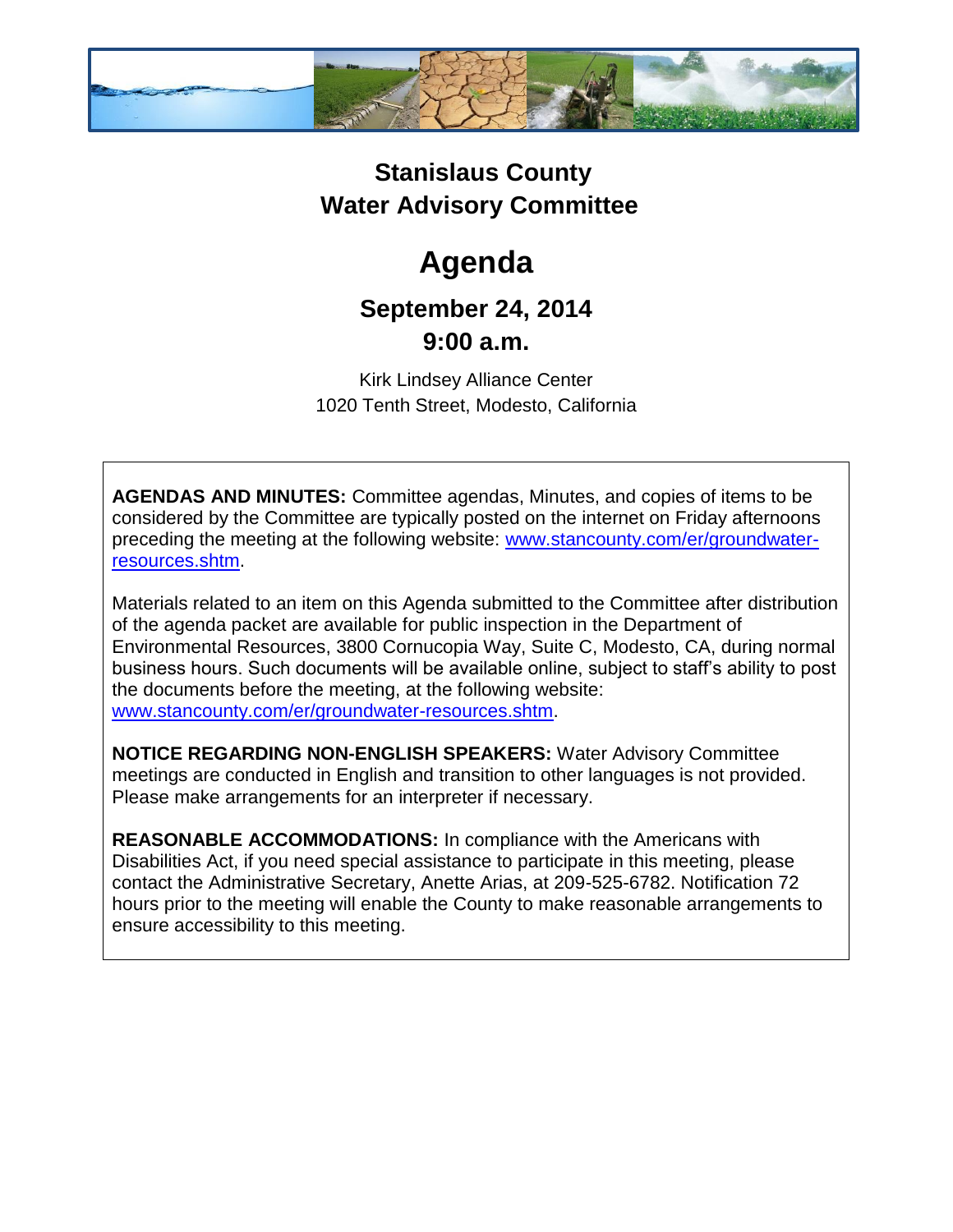# Stanislaus County
# Water Advisory Committee

# Agenda

## September 24, 2014
## 9:00 a.m.

Kirk Lindsey Alliance Center
1020 Tenth Street, Modesto, California

**AGENDAS AND MINUTES:** Committee agendas, Minutes, and copies of items to be considered by the Committee are typically posted on the internet on Friday afternoons preceding the meeting at the following website: [www.stancounty.com/er/groundwater-resources.shtm](http://www.stancounty.com/er/groundwater-resources.shtm).

Materials related to an item on this Agenda submitted to the Committee after distribution of the agenda packet are available for public inspection in the Department of Environmental Resources, 3800 Cornucopia Way, Suite C, Modesto, CA, during normal business hours. Such documents will be available online, subject to staff's ability to post the documents before the meeting, at the following website: [www.stancounty.com/er/groundwater-resources.shtm](http://www.stancounty.com/er/groundwater-resources.shtm).

**NOTICE REGARDING NON-ENGLISH SPEAKERS:** Water Advisory Committee meetings are conducted in English and transition to other languages is not provided. Please make arrangements for an interpreter if necessary.

**REASONABLE ACCOMMODATIONS:** In compliance with the Americans with Disabilities Act, if you need special assistance to participate in this meeting, please contact the Administrative Secretary, Anette Arias, at 209-525-6782. Notification 72 hours prior to the meeting will enable the County to make reasonable arrangements to ensure accessibility to this meeting.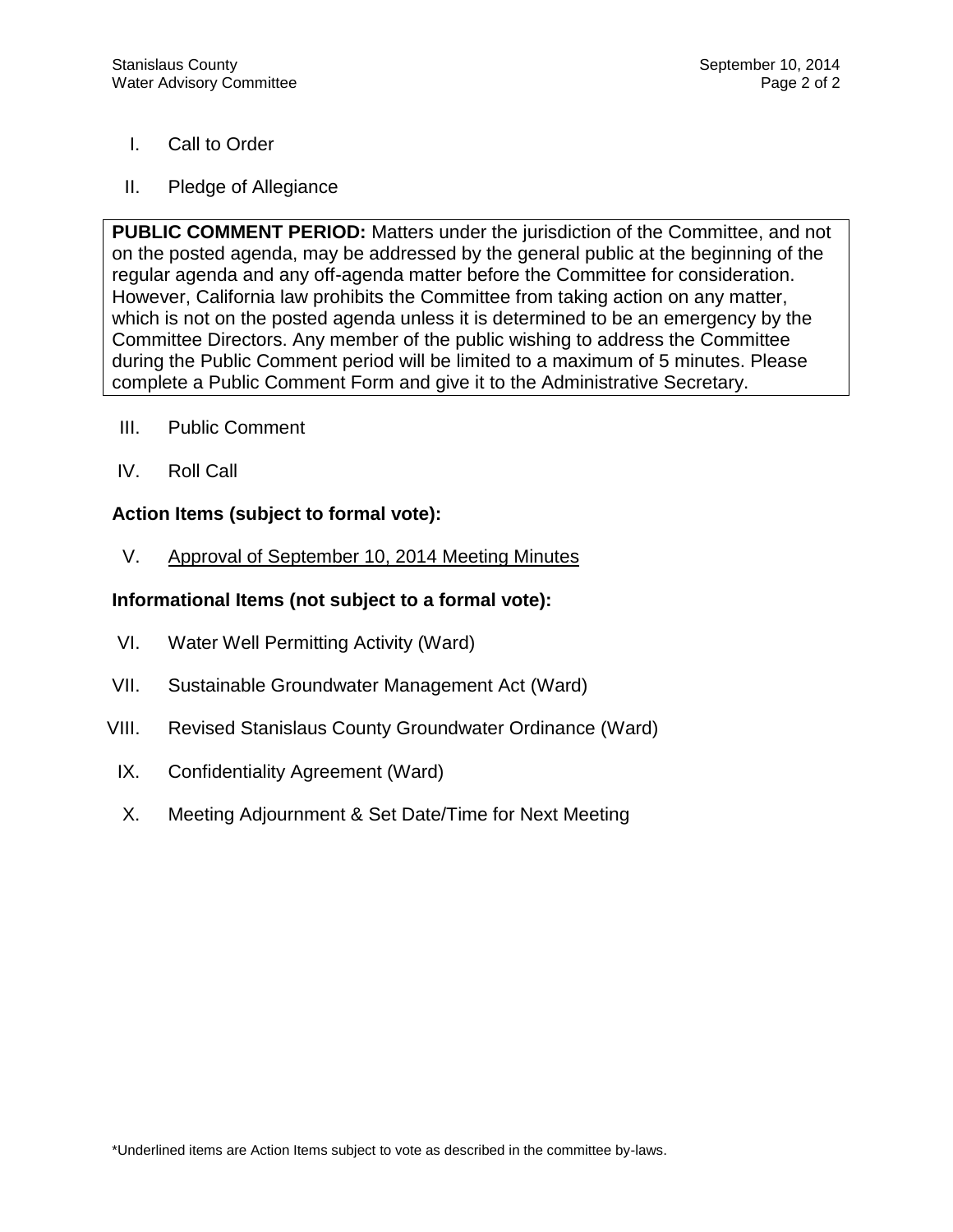I. Call to Order

II. Pledge of Allegiance

**PUBLIC COMMENT PERIOD:** Matters under the jurisdiction of the Committee, and not on the posted agenda, may be addressed by the general public at the beginning of the regular agenda and any off-agenda matter before the Committee for consideration. However, California law prohibits the Committee from taking action on any matter, which is not on the posted agenda unless it is determined to be an emergency by the Committee Directors. Any member of the public wishing to address the Committee during the Public Comment period will be limited to a maximum of 5 minutes. Please complete a Public Comment Form and give it to the Administrative Secretary.

III. Public Comment

IV. Roll Call

**Action Items (subject to formal vote):**

V. <u>Approval of September 10, 2014 Meeting Minutes</u>

**Informational Items (not subject to a formal vote):**

VI. Water Well Permitting Activity (Ward)

VII. Sustainable Groundwater Management Act (Ward)

VIII. Revised Stanislaus County Groundwater Ordinance (Ward)

IX. Confidentiality Agreement (Ward)

X. Meeting Adjournment & Set Date/Time for Next Meeting

*Underlined items are Action Items subject to vote as described in the committee by-laws.